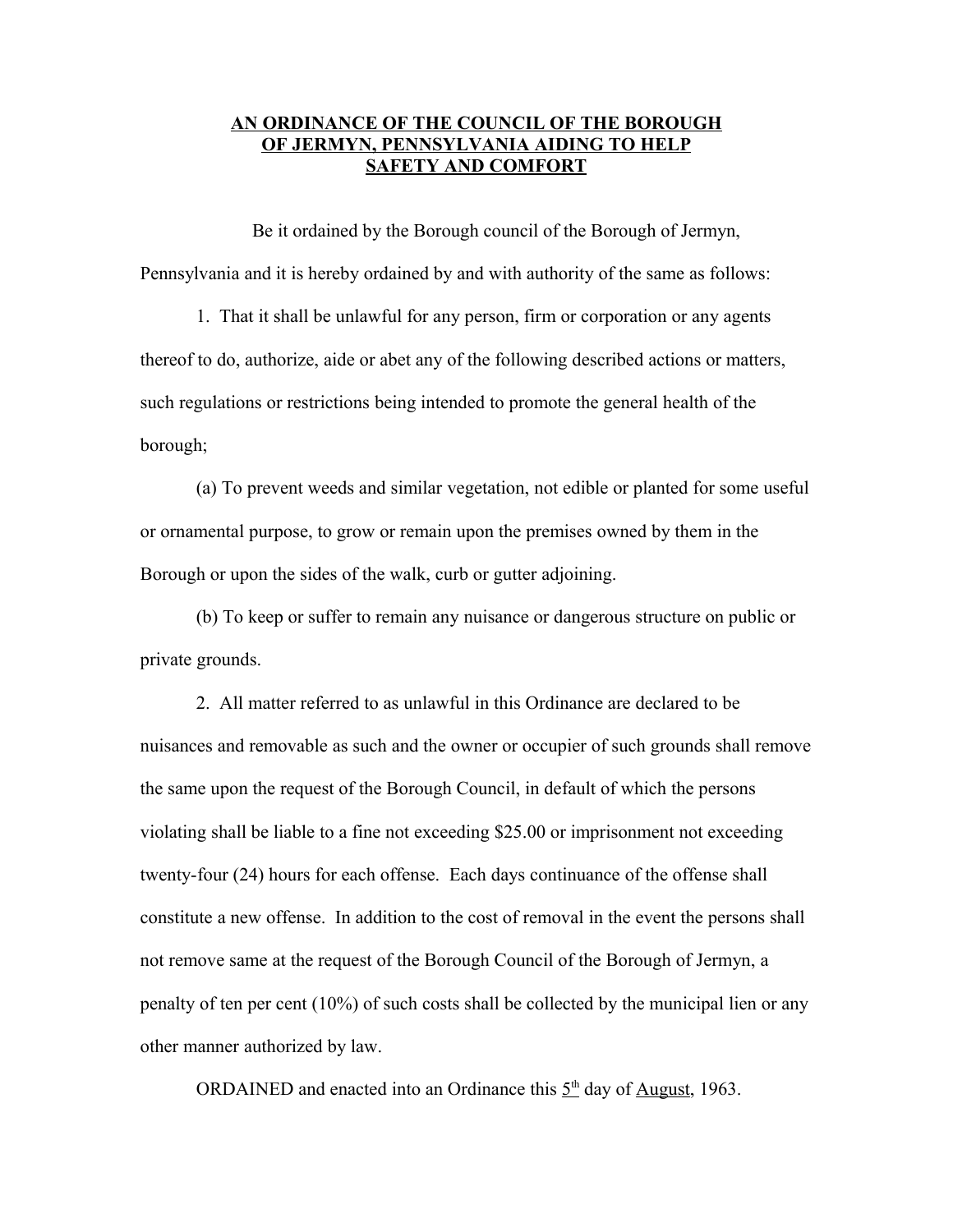# AN ORDINANCE OF THE COUNCIL OF THE BOROUGH OF JERMYN, PENNSYLVANIA AIDING TO HELP SAFETY AND COMFORT

Be it ordained by the Borough council of the Borough of Jermyn, Pennsylvania and it is hereby ordained by and with authority of the same as follows:

1. That it shall be unlawful for any person, firm or corporation or any agents thereof to do, authorize, aide or abet any of the following described actions or matters, such regulations or restrictions being intended to promote the general health of the borough;

(a) To prevent weeds and similar vegetation, not edible or planted for some useful or ornamental purpose, to grow or remain upon the premises owned by them in the Borough or upon the sides of the walk, curb or gutter adjoining.

(b) To keep or suffer to remain any nuisance or dangerous structure on public or private grounds.

2. All matter referred to as unlawful in this Ordinance are declared to be nuisances and removable as such and the owner or occupier of such grounds shall remove the same upon the request of the Borough Council, in default of which the persons violating shall be liable to a fine not exceeding $25.00 or imprisonment not exceeding twenty-four (24) hours for each offense. Each days continuance of the offense shall constitute a new offense. In addition to the cost of removal in the event the persons shall not remove same at the request of the Borough Council of the Borough of Jermyn, a penalty of ten per cent (10%) of such costs shall be collected by the municipal lien or any other manner authorized by law.

ORDAINED and enacted into an Ordinance this 5th day of August, 1963.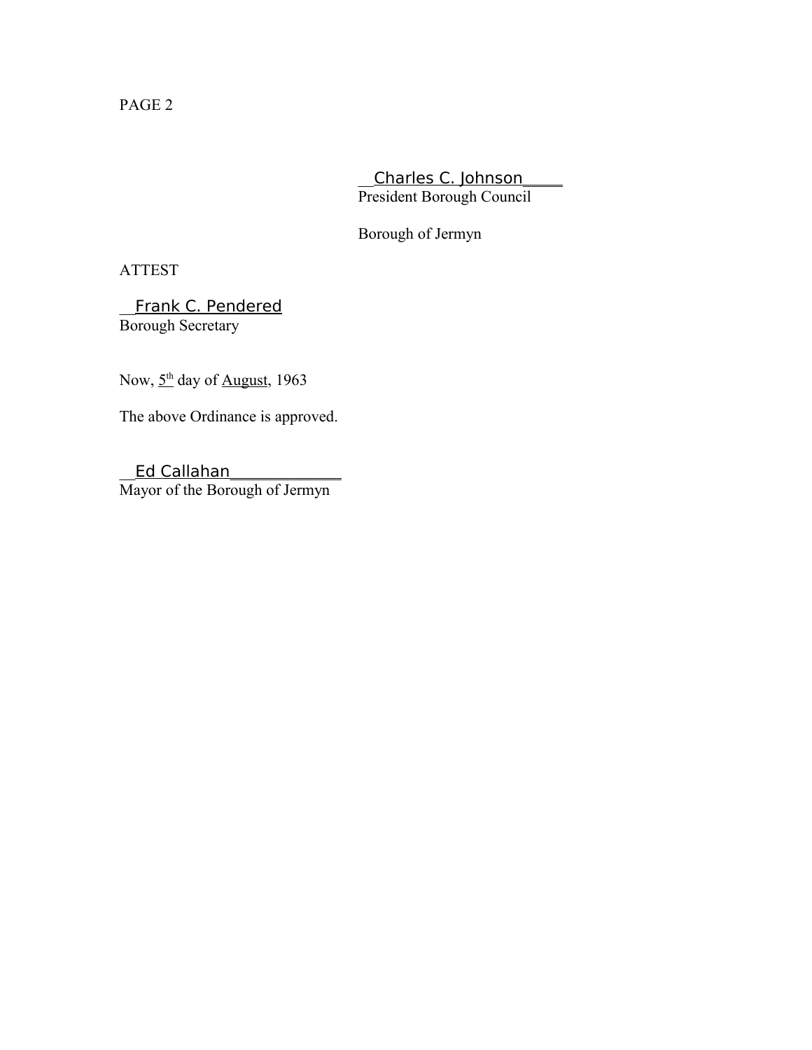__Charles C. Johnson_____
President Borough Council

Borough of Jermyn

ATTEST

__Frank C. Pendered
Borough Secretary

Now, 5th day of August, 1963

The above Ordinance is approved.

__Ed Callahan_____________
Mayor of the Borough of Jermyn